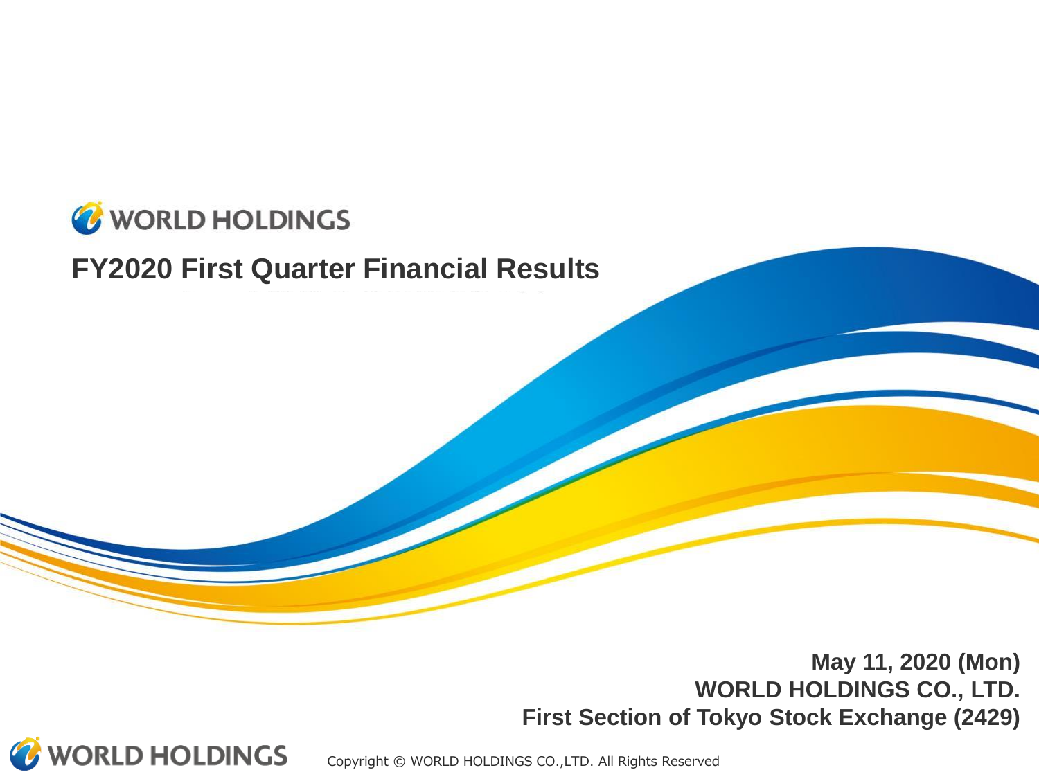WORLD HOLDINGS

# FY2020 First Quarter Financial Results

**May 11, 2020 (Mon)**
**WORLD HOLDINGS CO., LTD.**
**First Section of Tokyo Stock Exchange (2429)**

Copyright © WORLD HOLDINGS CO.,LTD. All Rights Reserved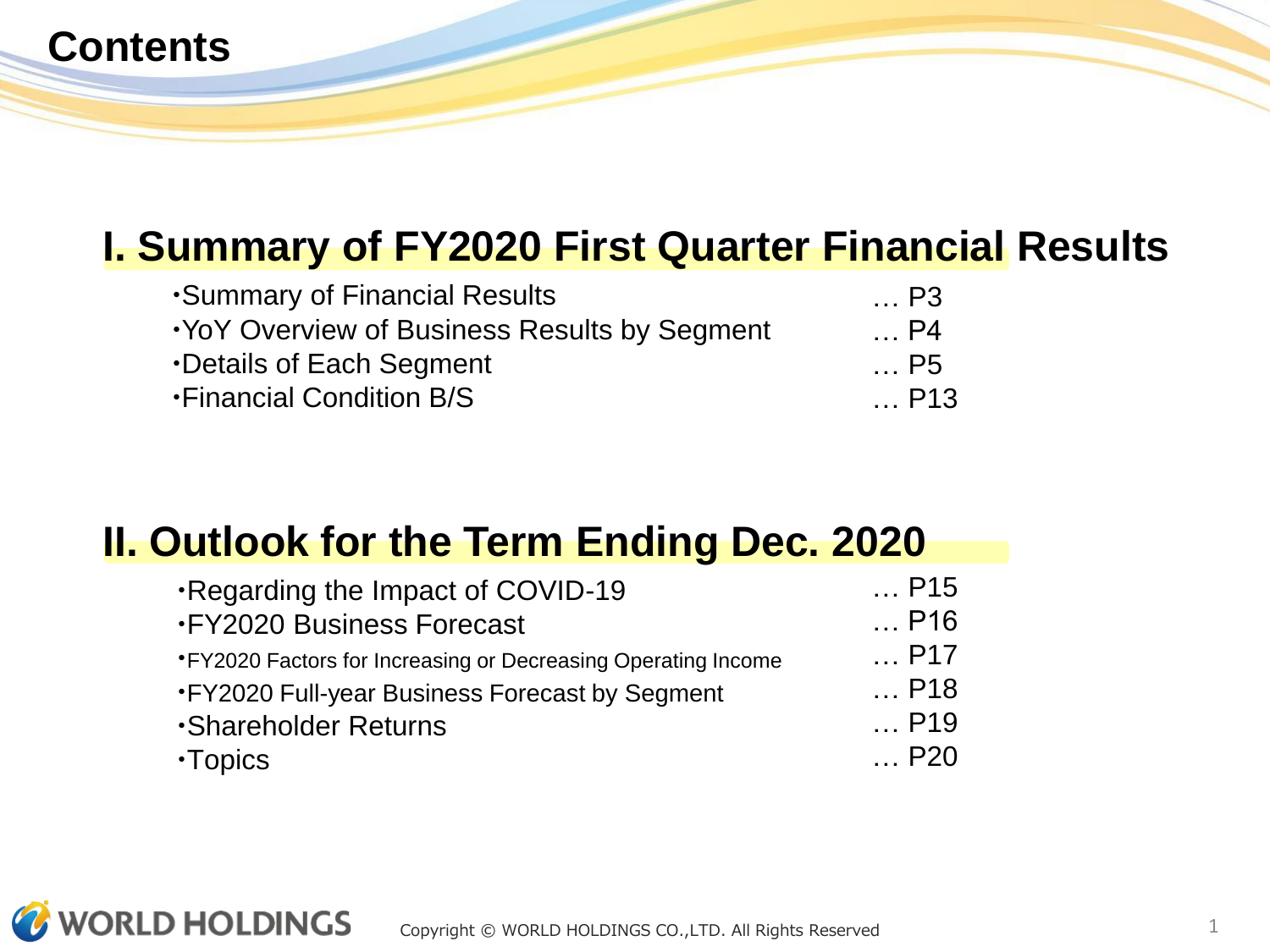# Contents

## I. Summary of FY2020 First Quarter Financial Results

- ・Summary of Financial Results … P3
- ・YoY Overview of Business Results by Segment … P4
- ・Details of Each Segment … P5
- ・Financial Condition B/S … P13

## II. Outlook for the Term Ending Dec. 2020

- ・Regarding the Impact of COVID-19 … P15
- ・FY2020 Business Forecast … P16
- ・FY2020 Factors for Increasing or Decreasing Operating Income … P17
- ・FY2020 Full-year Business Forecast by Segment … P18
- ・Shareholder Returns … P19
- ・Topics … P20

WORLD HOLDINGS

Copyright © WORLD HOLDINGS CO.,LTD. All Rights Reserved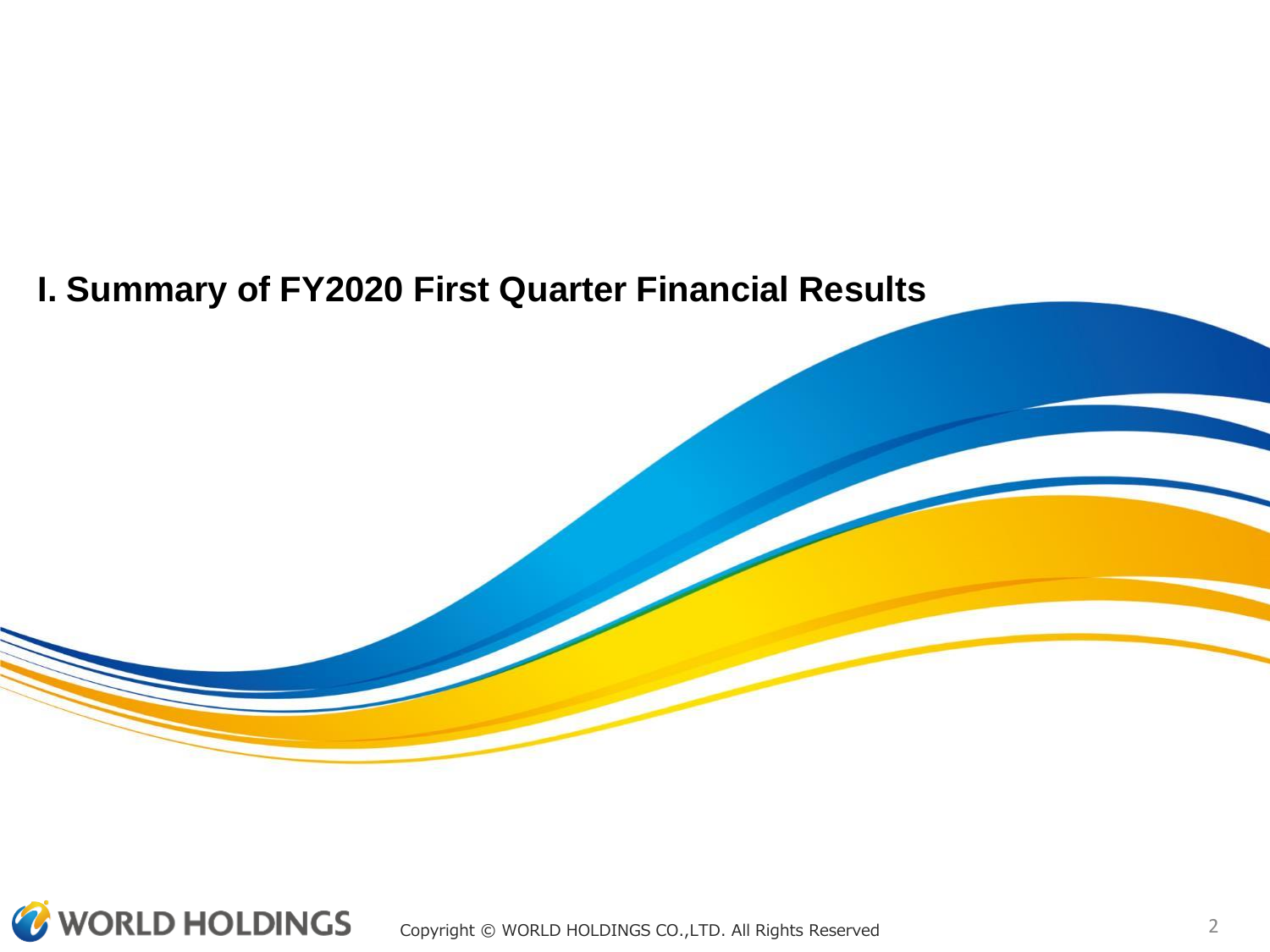# I. Summary of FY2020 First Quarter Financial Results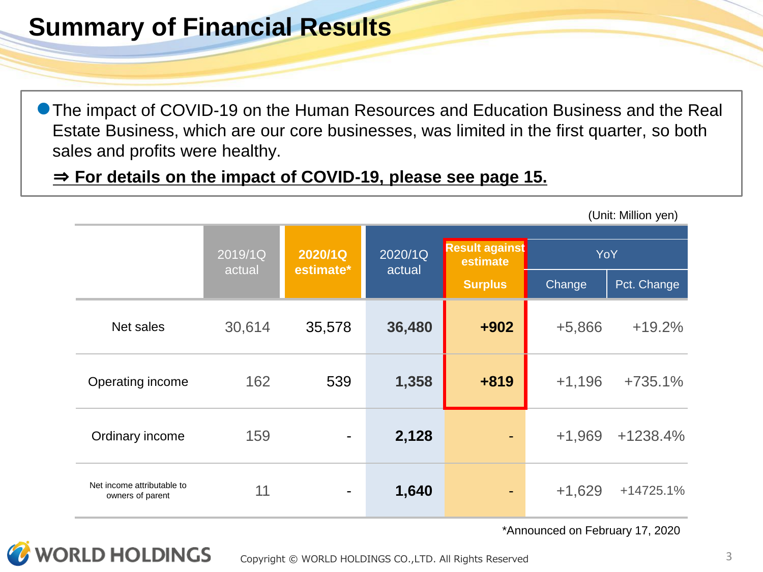# Summary of Financial Results

- The impact of COVID-19 on the Human Resources and Education Business and the Real Estate Business, which are our core businesses, was limited in the first quarter, so both sales and profits were healthy.

  **⇒ For details on the impact of COVID-19, please see page 15.**

(Unit: Million yen)

| | 2019/1Q actual | 2020/1Q estimate* | 2020/1Q actual | Result against estimate | YoY | |
|---|---|---|---|---|---|---|
| | | | | Surplus | Change | Pct. Change |
| Net sales | 30,614 | 35,578 | **36,480** | **+902** | +5,866 | +19.2% |
| Operating income | 162 | 539 | **1,358** | **+819** | +1,196 | +735.1% |
| Ordinary income | 159 | - | **2,128** | - | +1,969 | +1238.4% |
| Net income attributable to owners of parent | 11 | - | **1,640** | - | +1,629 | +14725.1% |

*Announced on February 17, 2020

Copyright © WORLD HOLDINGS CO.,LTD. All Rights Reserved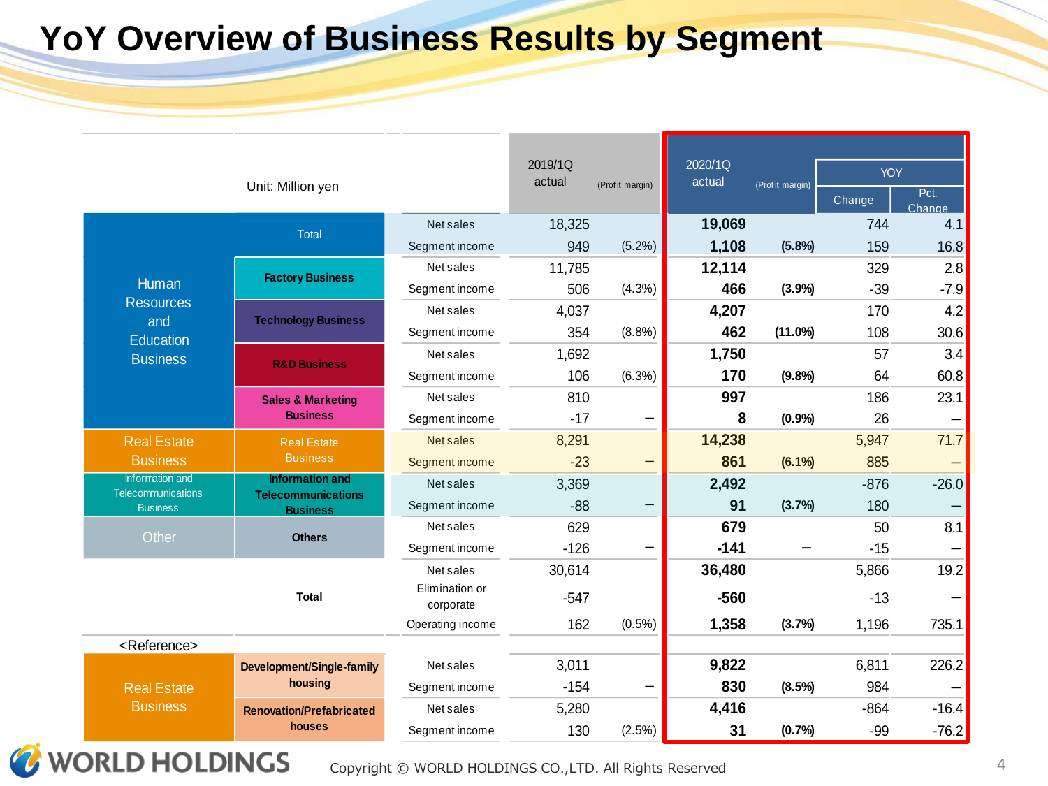# YoY Overview of Business Results by Segment

| Unit: Million yen | | | 2019/1Q actual | (Profit margin) | 2020/1Q actual | (Profit margin) | YOY Change | YOY Pct. Change |
|---|---|---|---|---|---|---|---|---|
| Human Resources and Education Business | Total | Net sales | 18,325 | | **19,069** | | 744 | 4.1 |
| | | Segment income | 949 | (5.2%) | **1,108** | **(5.8%)** | 159 | 16.8 |
| | Factory Business | Net sales | 11,785 | | **12,114** | | 329 | 2.8 |
| | | Segment income | 506 | (4.3%) | **466** | **(3.9%)** | -39 | -7.9 |
| | Technology Business | Net sales | 4,037 | | **4,207** | | 170 | 4.2 |
| | | Segment income | 354 | (8.8%) | **462** | **(11.0%)** | 108 | 30.6 |
| | R&D Business | Net sales | 1,692 | | **1,750** | | 57 | 3.4 |
| | | Segment income | 106 | (6.3%) | **170** | **(9.8%)** | 64 | 60.8 |
| | Sales & Marketing Business | Net sales | 810 | | **997** | | 186 | 23.1 |
| | | Segment income | -17 | — | **8** | **(0.9%)** | 26 | — |
| Real Estate Business | Real Estate Business | Net sales | 8,291 | | **14,238** | | 5,947 | 71.7 |
| | | Segment income | -23 | — | **861** | **(6.1%)** | 885 | — |
| Information and Telecommunications Business | Information and Telecommunications Business | Net sales | 3,369 | | **2,492** | | -876 | -26.0 |
| | | Segment income | -88 | — | **91** | **(3.7%)** | 180 | — |
| Other | Others | Net sales | 629 | | **679** | | 50 | 8.1 |
| | | Segment income | -126 | — | **-141** | **—** | -15 | — |
| | Total | Net sales | 30,614 | | **36,480** | | 5,866 | 19.2 |
| | | Elimination or corporate | -547 | | **-560** | | -13 | — |
| | | Operating income | 162 | (0.5%) | **1,358** | **(3.7%)** | 1,196 | 735.1 |
| <Reference> | | | | | | | | |
| Real Estate Business | Development/Single-family housing | Net sales | 3,011 | | **9,822** | | 6,811 | 226.2 |
| | | Segment income | -154 | — | **830** | **(8.5%)** | 984 | — |
| | Renovation/Prefabricated houses | Net sales | 5,280 | | **4,416** | | -864 | -16.4 |
| | | Segment income | 130 | (2.5%) | **31** | **(0.7%)** | -99 | -76.2 |

Copyright © WORLD HOLDINGS CO.,LTD. All Rights Reserved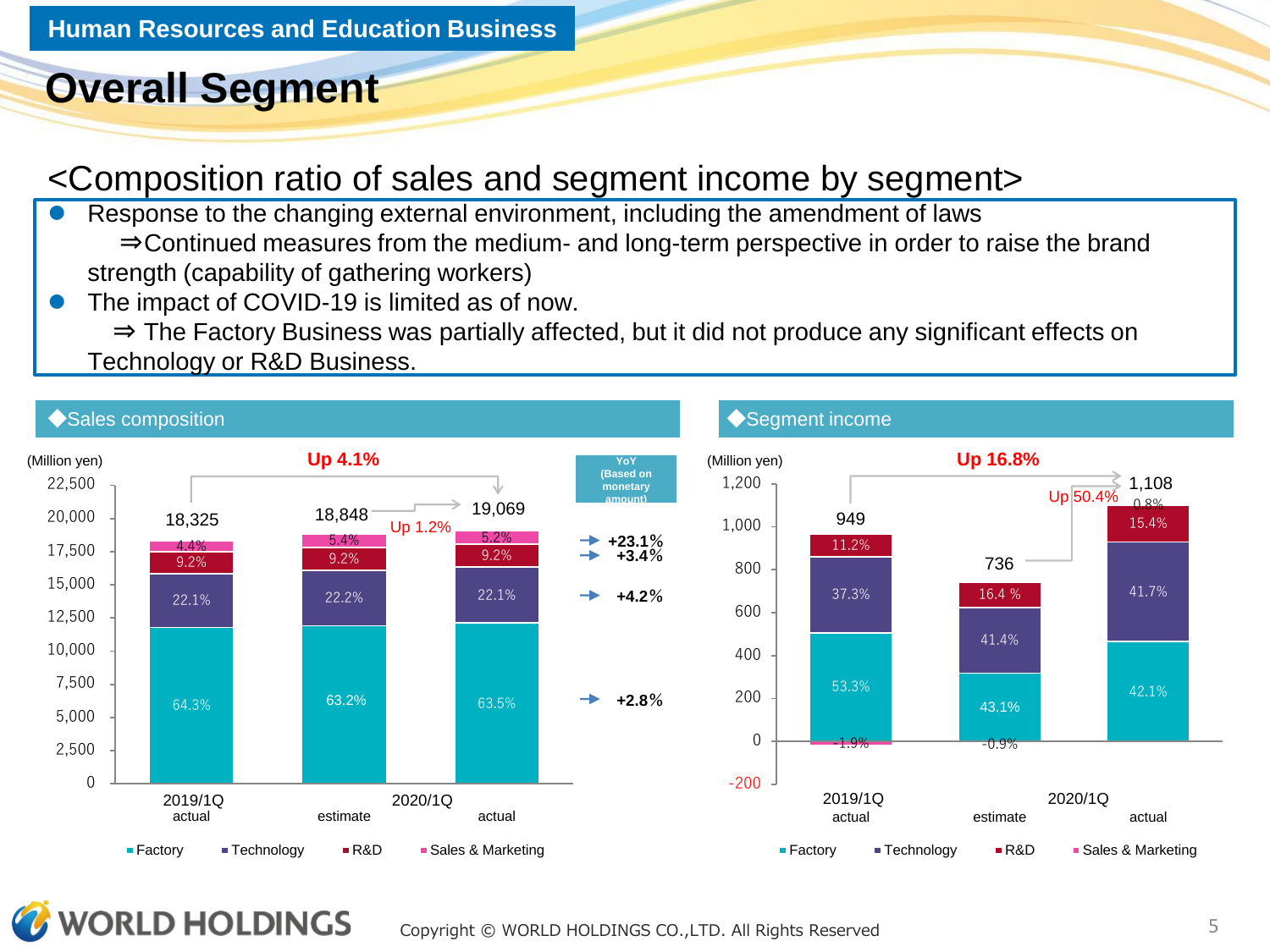Human Resources and Education Business

# Overall Segment

## <Composition ratio of sales and segment income by segment>

- Response to the changing external environment, including the amendment of laws
  ⇒Continued measures from the medium- and long-term perspective in order to raise the brand strength (capability of gathering workers)
- The impact of COVID-19 is limited as of now.
  ⇒ The Factory Business was partially affected, but it did not produce any significant effects on Technology or R&D Business.

### ◆Sales composition

(Million yen)

Up 4.1%

Up 1.2%

22,500
20,000
17,500
15,000
12,500
10,000
7,500
5,000
2,500
0

2019/1Q actual: 18,325 — 64.3% / 22.1% / 9.2% / 4.4%

2020/1Q estimate: 18,848 — 63.2% / 22.2% / 9.2% / 5.4%

2020/1Q actual: 19,069 — 63.5% / 22.1% / 9.2% / 5.2%

YoY (Based on monetary amount)

+23.1%
+3.4%
+4.2%
+2.8%

Factory / Technology / R&D / Sales & Marketing

### ◆Segment income

(Million yen)

Up 16.8%

Up 50.4%

1,200
1,000
800
600
400
200
0
-200

2019/1Q actual: 949 — 53.3% / 37.3% / 11.2% / -1.9%

2020/1Q estimate: 736 — 43.1% / 41.4% / 16.4 % / -0.9%

2020/1Q actual: 1,108 — 42.1% / 41.7% / 15.4% / 0.8%

Factory / Technology / R&D / Sales & Marketing

WORLD HOLDINGS

Copyright © WORLD HOLDINGS CO.,LTD. All Rights Reserved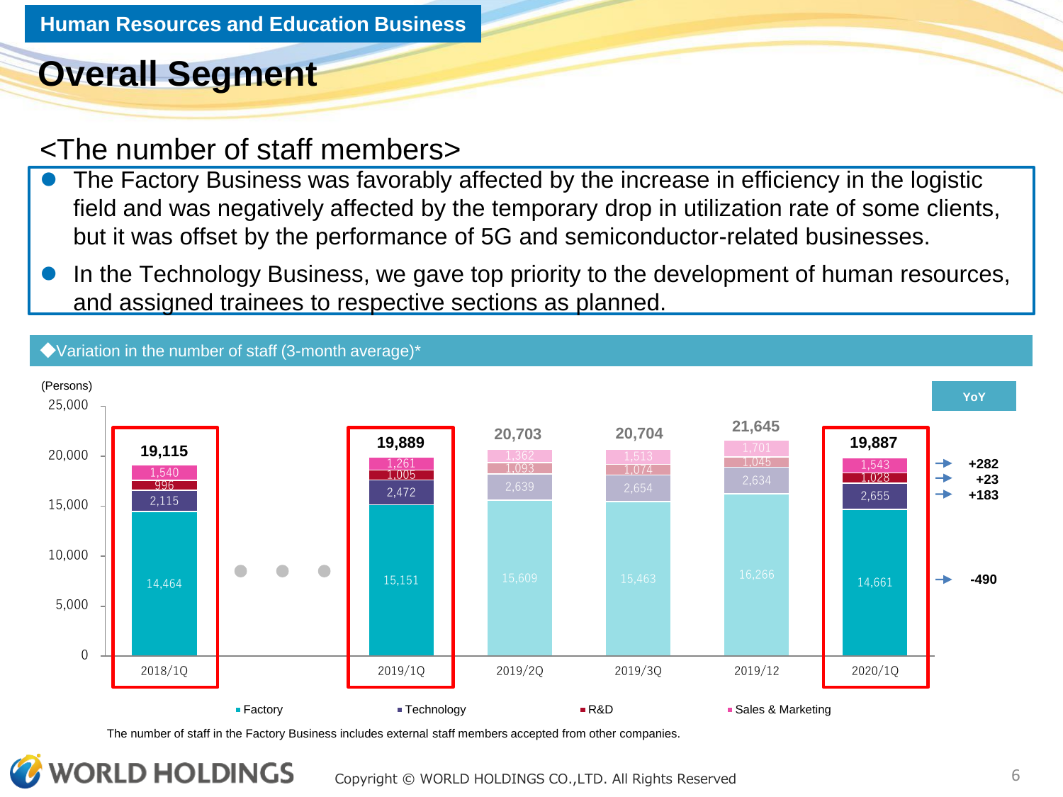Human Resources and Education Business

# Overall Segment

## <The number of staff members>

- The Factory Business was favorably affected by the increase in efficiency in the logistic field and was negatively affected by the temporary drop in utilization rate of some clients, but it was offset by the performance of 5G and semiconductor-related businesses.
- In the Technology Business, we gave top priority to the development of human resources, and assigned trainees to respective sections as planned.

### ◆Variation in the number of staff (3-month average)*

(Persons)

25,000
20,000
15,000
10,000
5,000
0

2018/1Q: 19,115 — 14,464 / 2,115 / 996 / 1,540

2019/1Q: 19,889 — 15,151 / 2,472 / 1,005 / 1,261

2019/2Q: 20,703 — 15,609 / 2,639 / 1,093 / 1,362

2019/3Q: 20,704 — 15,463 / 2,654 / 1,074 / 1,513

2019/12: 21,645 — 16,266 / 2,634 / 1,045 / 1,701

2020/1Q: 19,887 — 14,661 / 2,655 / 1,028 / 1,543

YoY

+282
+23
+183
-490

Factory
Technology
R&D
Sales & Marketing

The number of staff in the Factory Business includes external staff members accepted from other companies.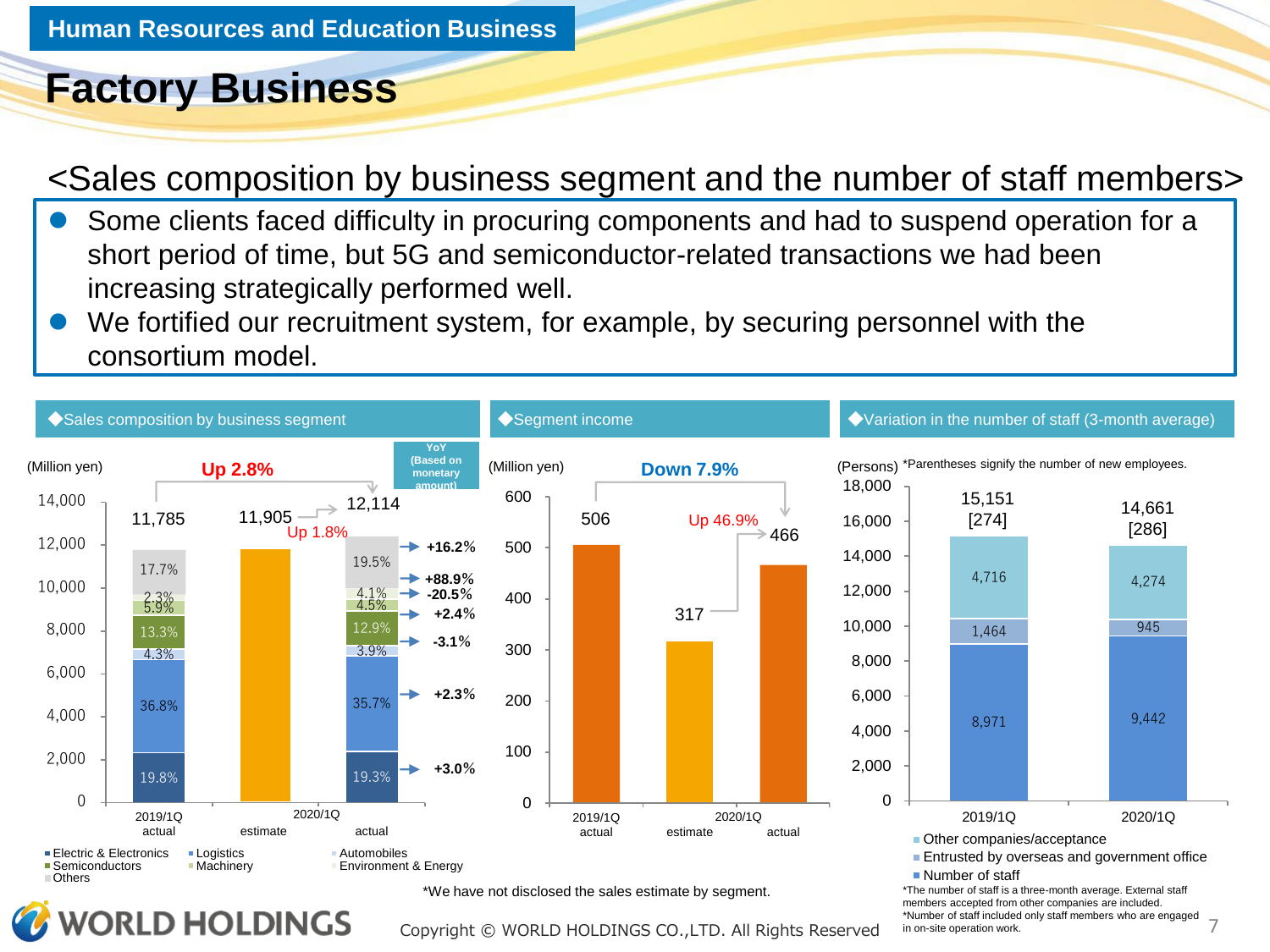## Human Resources and Education Business

# Factory Business

## <Sales composition by business segment and the number of staff members>

- Some clients faced difficulty in procuring components and had to suspend operation for a short period of time, but 5G and semiconductor-related transactions we had been increasing strategically performed well.
- We fortified our recruitment system, for example, by securing personnel with the consortium model.

### ◆Sales composition by business segment

(Million yen)

Up 2.8%

YoY (Based on monetary amount)

14,000
12,000
10,000
8,000
6,000
4,000
2,000
0

11,785
11,905
Up 1.8%
12,114

2019/1Q actual: 17.7%, 2.3%, 5.9%, 13.3%, 4.3%, 36.8%, 19.8%

2020/1Q actual: 19.5%, 4.1%, 4.5%, 12.9%, 3.9%, 35.7%, 19.3%

+16.2%
+88.9%
-20.5%
+2.4%
-3.1%
+2.3%
+3.0%

2019/1Q actual
2020/1Q estimate
2020/1Q actual

Electric & Electronics
Logistics
Automobiles
Semiconductors
Machinery
Environment & Energy
Others

### ◆Segment income

(Million yen)

Down 7.9%

600
500
400
300
200
100
0

506
317
Up 46.9%
466

2019/1Q actual
2020/1Q estimate
2020/1Q actual

*We have not disclosed the sales estimate by segment.

### ◆Variation in the number of staff (3-month average)

(Persons) *Parentheses signify the number of new employees.

18,000
16,000
14,000
12,000
10,000
8,000
6,000
4,000
2,000
0

2019/1Q: 15,151 [274]; 4,716; 1,464; 8,971

2020/1Q: 14,661 [286]; 4,274; 945; 9,442

Other companies/acceptance
Entrusted by overseas and government office
Number of staff

*The number of staff is a three-month average. External staff members accepted from other companies are included.
*Number of staff included only staff members who are engaged in on-site operation work.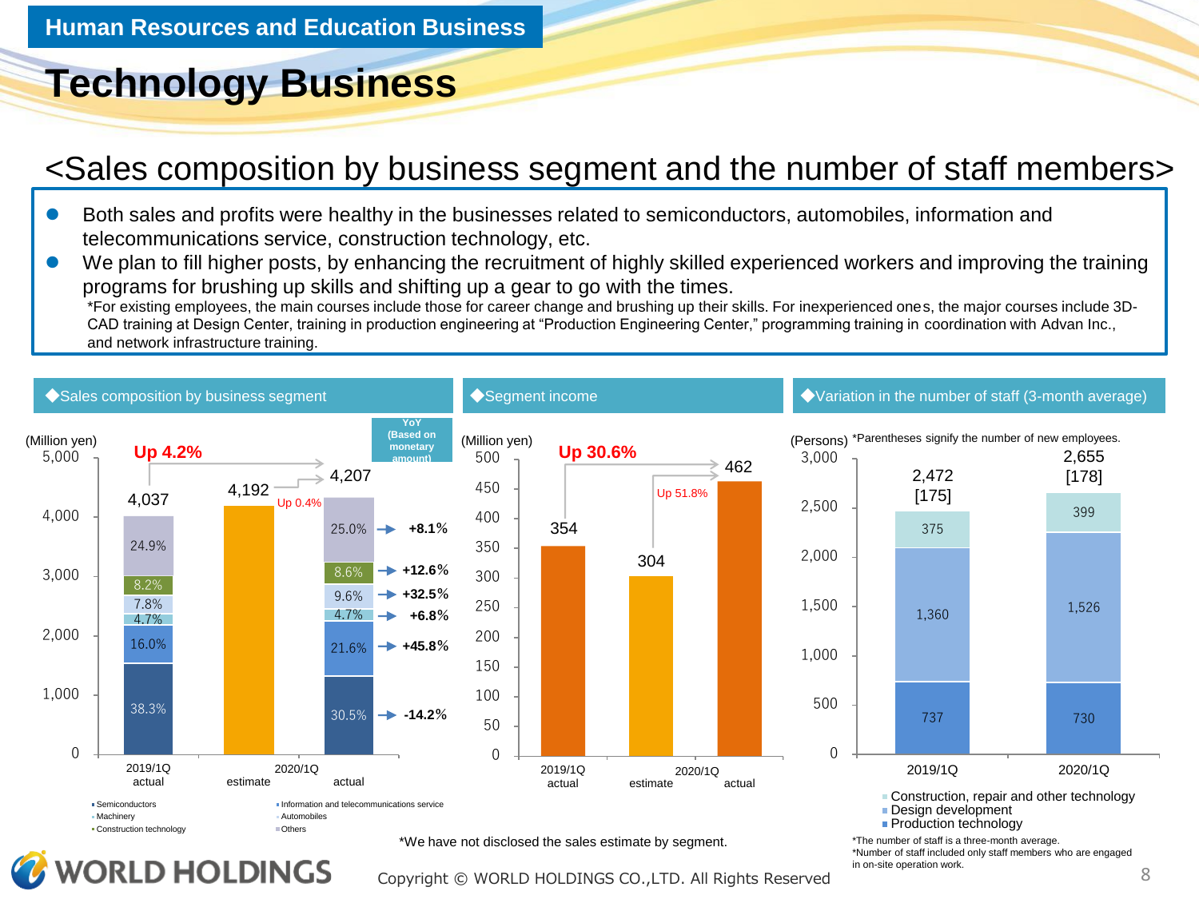## Human Resources and Education Business

# Technology Business

## <Sales composition by business segment and the number of staff members>

- Both sales and profits were healthy in the businesses related to semiconductors, automobiles, information and telecommunications service, construction technology, etc.
- We plan to fill higher posts, by enhancing the recruitment of highly skilled experienced workers and improving the training programs for brushing up skills and shifting up a gear to go with the times.
  *For existing employees, the main courses include those for career change and brushing up their skills. For inexperienced ones, the major courses include 3D-CAD training at Design Center, training in production engineering at “Production Engineering Center,” programming training in coordination with Advan Inc., and network infrastructure training.

### ◆Sales composition by business segment

(Million yen)
5,000
4,000
3,000
2,000
1,000
0

Up 4.2%

YoY (Based on monetary amount)

2019/1Q actual: 4,037
24.9%
8.2%
7.8%
4.7%
16.0%
38.3%

2020/1Q estimate: 4,192

Up 0.4%

2020/1Q actual: 4,207
25.0% → +8.1%
8.6% → +12.6%
9.6% → +32.5%
4.7% → +6.8%
21.6% → +45.8%
30.5% → -14.2%

Semiconductors
Machinery
Construction technology
Information and telecommunications service
Automobiles
Others

### ◆Segment income

(Million yen)
500
450
400
350
300
250
200
150
100
50
0

Up 30.6%

Up 51.8%

2019/1Q actual: 354
2020/1Q estimate: 304
2020/1Q actual: 462

*We have not disclosed the sales estimate by segment.

### ◆Variation in the number of staff (3-month average)

(Persons) *Parentheses signify the number of new employees.
3,000
2,500
2,000
1,500
1,000
500
0

2019/1Q: 2,472 [175]
375
1,360
737

2020/1Q: 2,655 [178]
399
1,526
730

Construction, repair and other technology
Design development
Production technology

*The number of staff is a three-month average.
*Number of staff included only staff members who are engaged in on-site operation work.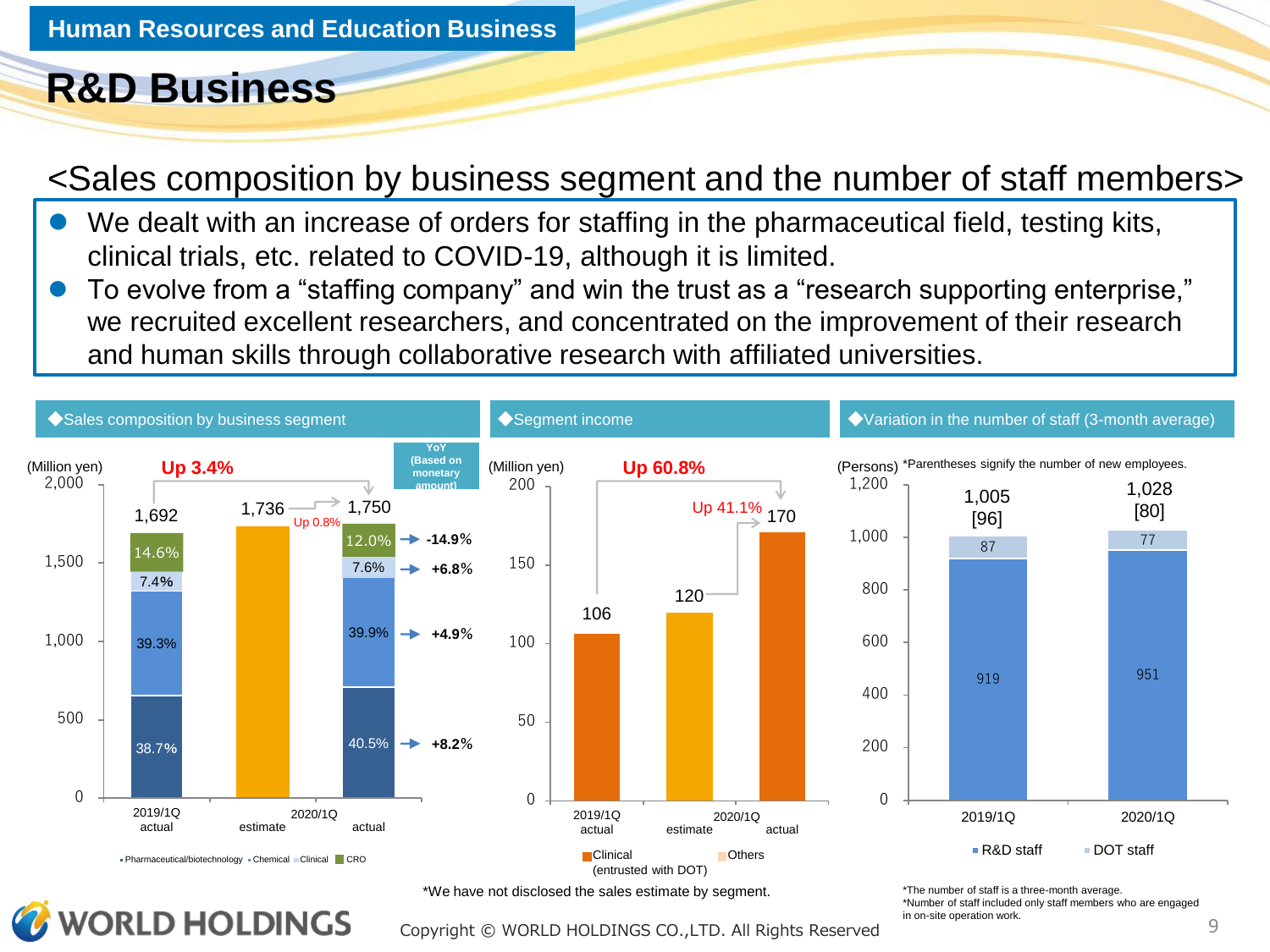# Human Resources and Education Business

## R&D Business

### <Sales composition by business segment and the number of staff members>

- We dealt with an increase of orders for staffing in the pharmaceutical field, testing kits, clinical trials, etc. related to COVID-19, although it is limited.
- To evolve from a "staffing company" and win the trust as a "research supporting enterprise," we recruited excellent researchers, and concentrated on the improvement of their research and human skills through collaborative research with affiliated universities.

### ◆Sales composition by business segment

(Million yen)
Up 3.4%
YoY (Based on monetary amount)
2,000
1,500
1,000
500
0
1,692
14.6%
7.4%
39.3%
38.7%
1,736
Up 0.8%
1,750
12.0% → -14.9%
7.6% → +6.8%
39.9% → +4.9%
40.5% → +8.2%
2019/1Q actual
2020/1Q estimate
actual
▪Pharmaceutical/biotechnology ▪Chemical ▪Clinical ▪CRO

### ◆Segment income

(Million yen)
Up 60.8%
Up 41.1%
200
150
100
50
0
106
120
170
2019/1Q actual
2020/1Q estimate
actual
Clinical (entrusted with DOT)
Others

*We have not disclosed the sales estimate by segment.

### ◆Variation in the number of staff (3-month average)

(Persons) *Parentheses signify the number of new employees.
1,200
1,000
800
600
400
200
0
1,005 [96]
87
919
1,028 [80]
77
951
2019/1Q
2020/1Q
▪R&D staff ▪DOT staff

*The number of staff is a three-month average.
*Number of staff included only staff members who are engaged in on-site operation work.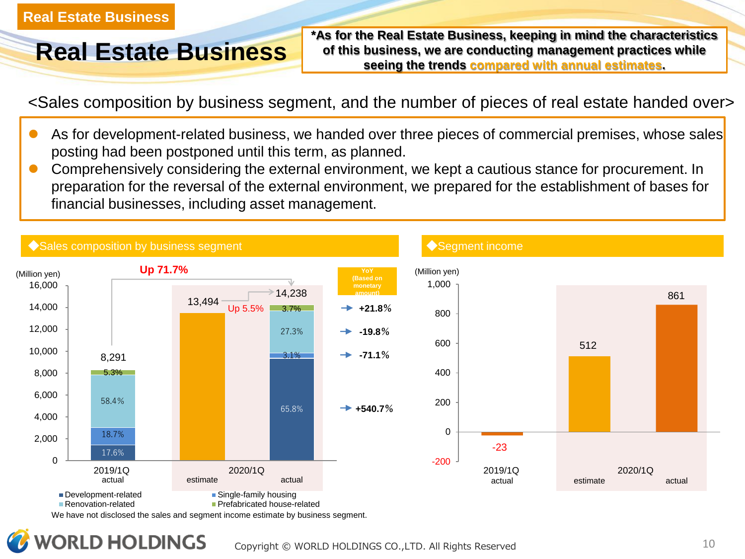# Real Estate Business

**\*As for the Real Estate Business, keeping in mind the characteristics of this business, we are conducting management practices while seeing the trends compared with annual estimates.**

<Sales composition by business segment, and the number of pieces of real estate handed over>

- As for development-related business, we handed over three pieces of commercial premises, whose sales posting had been postponed until this term, as planned.
- Comprehensively considering the external environment, we kept a cautious stance for procurement. In preparation for the reversal of the external environment, we prepared for the establishment of bases for financial businesses, including asset management.

## ◆Sales composition by business segment

(Million yen)

Up 71.7%

Up 5.5%

2019/1Q actual: 8,291 (5.3%, 58.4%, 18.7%, 17.6%)

2020/1Q estimate: 13,494

2020/1Q actual: 14,238 (3.7%, 27.3%, 3.1%, 65.8%)

YoY (Based on monetary amount)

+21.8%

-19.8%

-71.1%

+540.7%

■Development-related ■Single-family housing ■Renovation-related ■Prefabricated house-related

We have not disclosed the sales and segment income estimate by business segment.

## ◆Segment income

(Million yen)

2019/1Q actual: -23

2020/1Q estimate: 512

2020/1Q actual: 861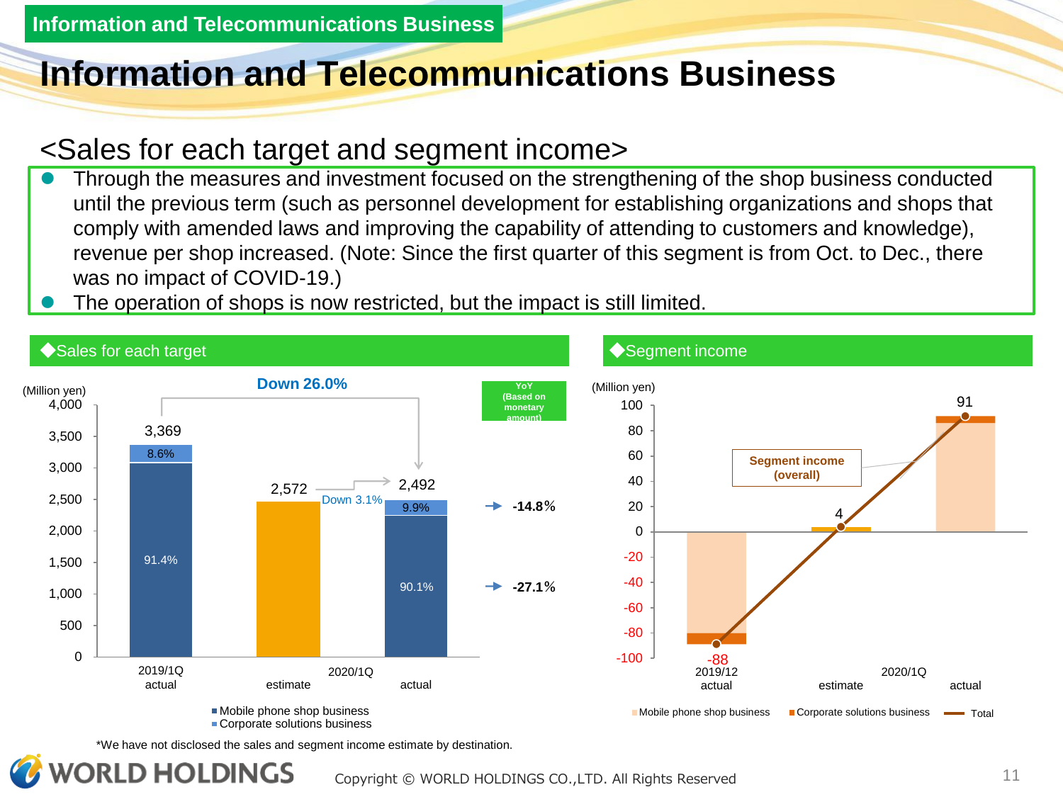Information and Telecommunications Business

# Information and Telecommunications Business

## <Sales for each target and segment income>

- Through the measures and investment focused on the strengthening of the shop business conducted until the previous term (such as personnel development for establishing organizations and shops that comply with amended laws and improving the capability of attending to customers and knowledge), revenue per shop increased. (Note: Since the first quarter of this segment is from Oct. to Dec., there was no impact of COVID-19.)
- The operation of shops is now restricted, but the impact is still limited.

### ◆Sales for each target

(Million yen)

Down 26.0%

YoY (Based on monetary amount)

4,000
3,500
3,000
2,500
2,000
1,500
1,000
500
0

3,369
8.6%
91.4%

2,572

Down 3.1%

2,492
9.9%
90.1%

-14.8%
-27.1%

2019/1Q actual
2020/1Q estimate
actual

■Mobile phone shop business
■Corporate solutions business

### ◆Segment income

(Million yen)

100
80
60
40
20
0
-20
-40
-60
-80
-100

Segment income (overall)

-88
4
91

2019/12 actual
2020/1Q estimate
actual

Mobile phone shop business
Corporate solutions business
Total

*We have not disclosed the sales and segment income estimate by destination.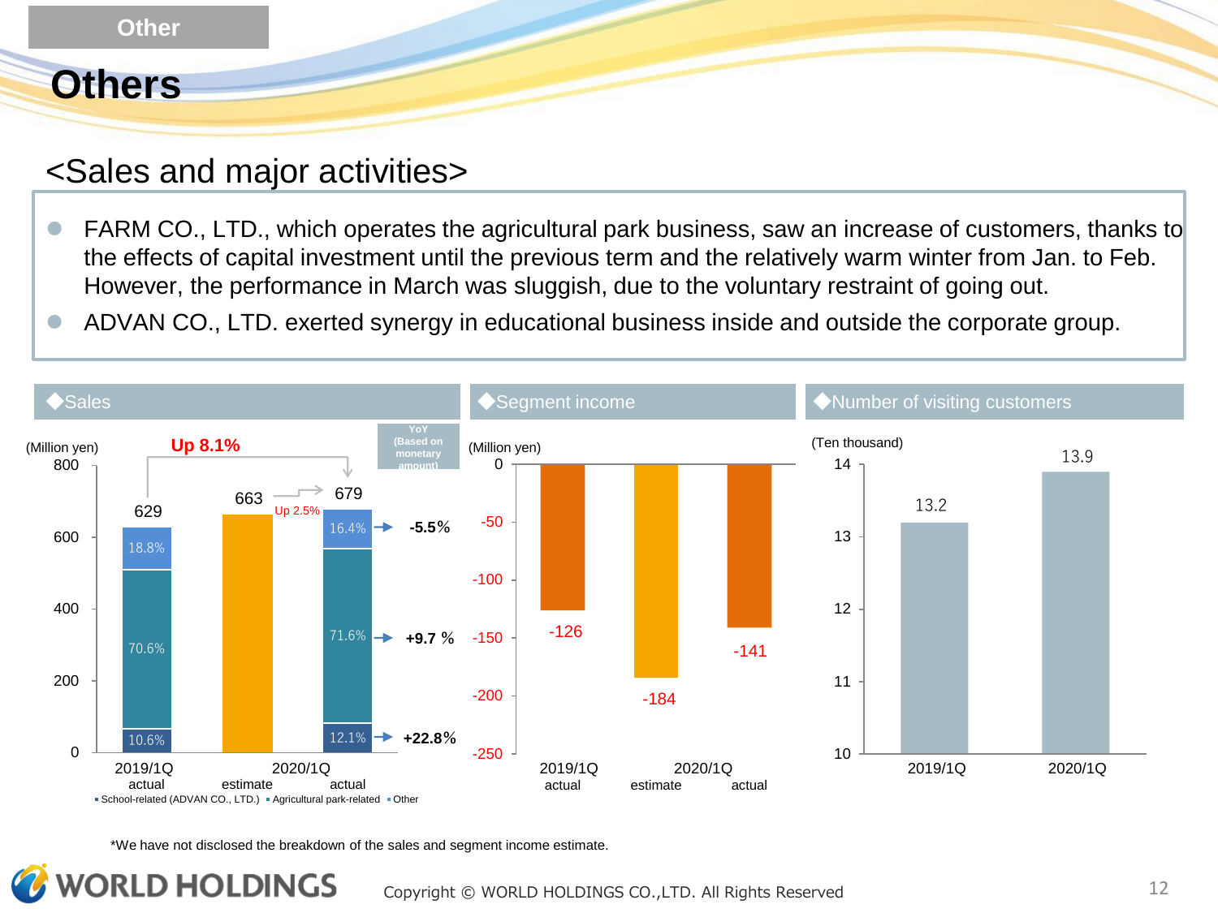Other

# Others

## <Sales and major activities>

- FARM CO., LTD., which operates the agricultural park business, saw an increase of customers, thanks to the effects of capital investment until the previous term and the relatively warm winter from Jan. to Feb. However, the performance in March was sluggish, due to the voluntary restraint of going out.
- ADVAN CO., LTD. exerted synergy in educational business inside and outside the corporate group.

### ◆Sales

(Million yen)

Up 8.1%

YoY (Based on monetary amount)

800
600
400
200
0

629
18.8%
70.6%
10.6%

663
Up 2.5%

679
16.4% → -5.5%
71.6% → +9.7 %
12.1% → +22.8%

2019/1Q actual
2020/1Q estimate
actual

▪School-related (ADVAN CO., LTD.) ▪Agricultural park-related ▪Other

### ◆Segment income

(Million yen)

0
-50
-100
-150
-200
-250

-126
-184
-141

2019/1Q actual
2020/1Q estimate
actual

### ◆Number of visiting customers

(Ten thousand)

14
13
12
11
10

13.2
13.9

2019/1Q
2020/1Q

*We have not disclosed the breakdown of the sales and segment income estimate.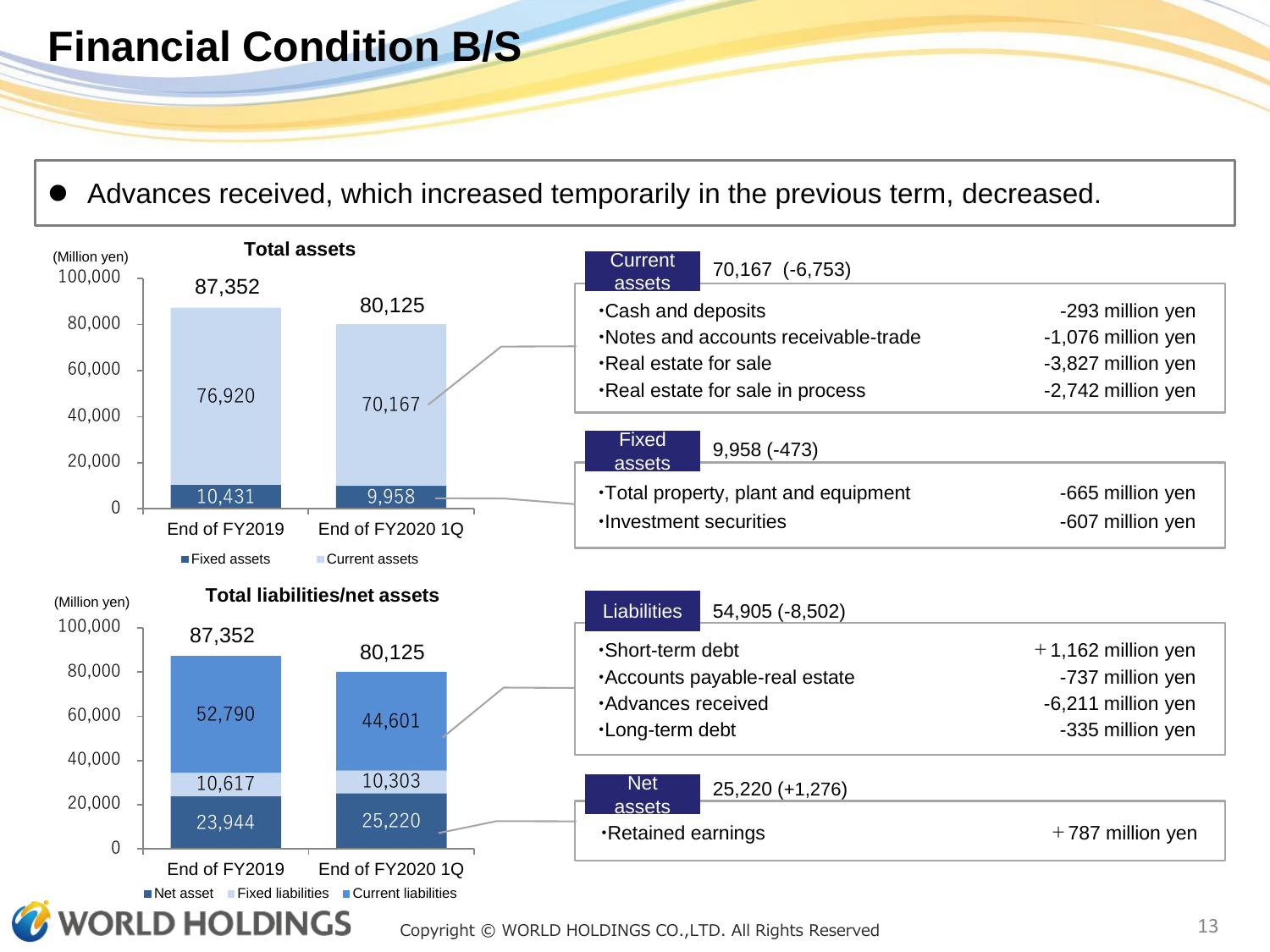# Financial Condition B/S

- Advances received, which increased temporarily in the previous term, decreased.

**Total assets**

(Million yen)

100,000
80,000
60,000
40,000
20,000
0

87,352
80,125

76,920
70,167

10,431
9,958

End of FY2019
End of FY2020 1Q

Fixed assets
Current assets

**Current assets** 70,167 (-6,753)

| | |
|---|---|
| ・Cash and deposits | -293 million yen |
| ・Notes and accounts receivable-trade | -1,076 million yen |
| ・Real estate for sale | -3,827 million yen |
| ・Real estate for sale in process | -2,742 million yen |

**Fixed assets** 9,958 (-473)

| | |
|---|---|
| ・Total property, plant and equipment | -665 million yen |
| ・Investment securities | -607 million yen |

**Total liabilities/net assets**

(Million yen)

100,000
80,000
60,000
40,000
20,000
0

87,352
80,125

52,790
44,601

10,617
10,303

23,944
25,220

End of FY2019
End of FY2020 1Q

Net asset
Fixed liabilities
Current liabilities

**Liabilities** 54,905 (-8,502)

| | |
|---|---|
| ・Short-term debt | +1,162 million yen |
| ・Accounts payable-real estate | -737 million yen |
| ・Advances received | -6,211 million yen |
| ・Long-term debt | -335 million yen |

**Net assets** 25,220 (+1,276)

| | |
|---|---|
| ・Retained earnings | +787 million yen |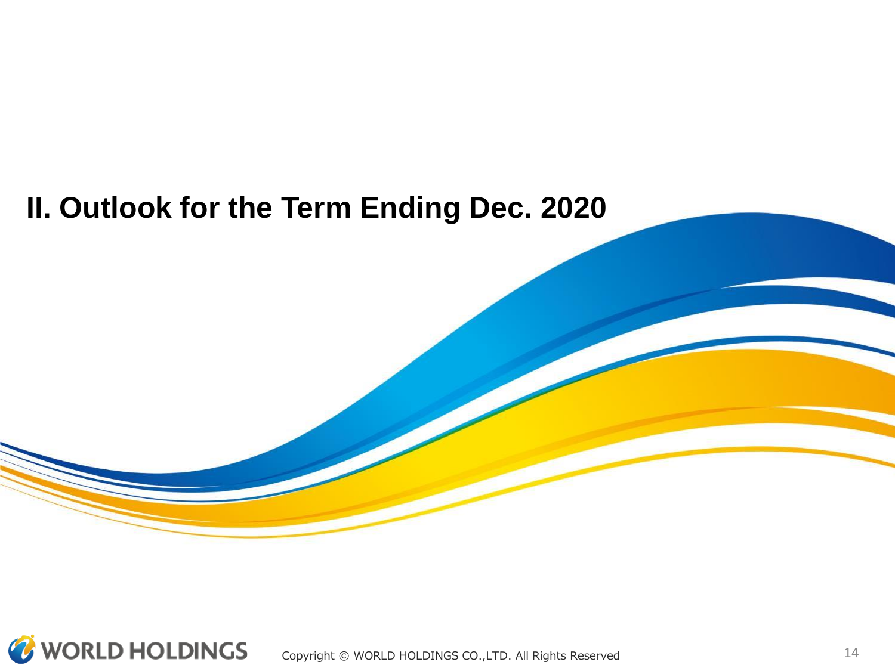# II. Outlook for the Term Ending Dec. 2020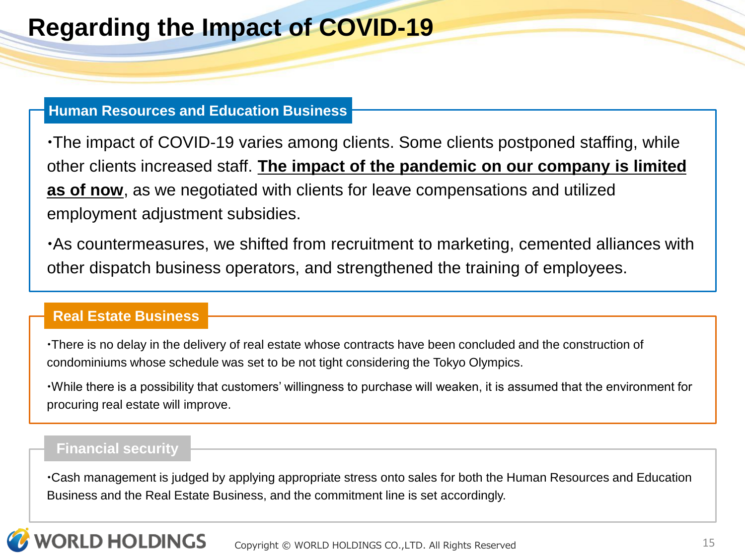# Regarding the Impact of COVID-19

## Human Resources and Education Business

・The impact of COVID-19 varies among clients. Some clients postponed staffing, while other clients increased staff. **The impact of the pandemic on our company is limited as of now**, as we negotiated with clients for leave compensations and utilized employment adjustment subsidies.

・As countermeasures, we shifted from recruitment to marketing, cemented alliances with other dispatch business operators, and strengthened the training of employees.

## Real Estate Business

・There is no delay in the delivery of real estate whose contracts have been concluded and the construction of condominiums whose schedule was set to be not tight considering the Tokyo Olympics.

・While there is a possibility that customers' willingness to purchase will weaken, it is assumed that the environment for procuring real estate will improve.

## Financial security

・Cash management is judged by applying appropriate stress onto sales for both the Human Resources and Education Business and the Real Estate Business, and the commitment line is set accordingly.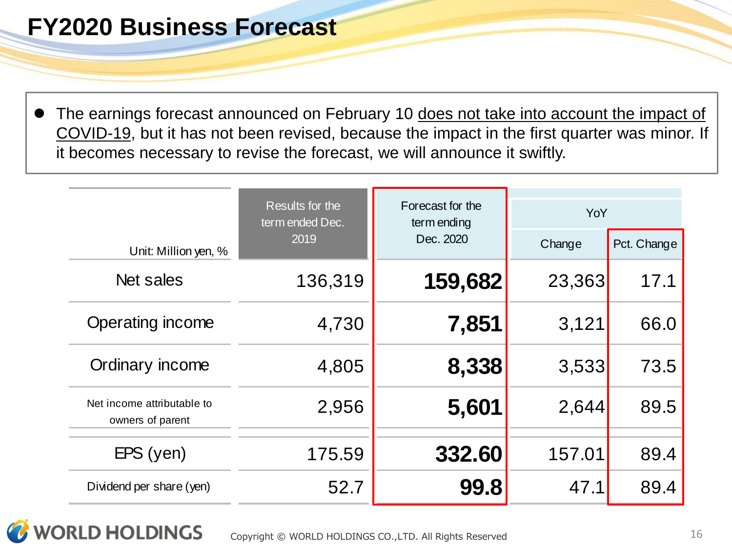# FY2020 Business Forecast

- The earnings forecast announced on February 10 does not take into account the impact of COVID-19, but it has not been revised, because the impact in the first quarter was minor. If it becomes necessary to revise the forecast, we will announce it swiftly.

| Unit: Million yen, % | Results for the term ended Dec. 2019 | Forecast for the term ending Dec. 2020 | YoY | |
|---|---|---|---|---|
| | | | Change | Pct. Change |
| Net sales | 136,319 | **159,682** | 23,363 | 17.1 |
| Operating income | 4,730 | **7,851** | 3,121 | 66.0 |
| Ordinary income | 4,805 | **8,338** | 3,533 | 73.5 |
| Net income attributable to owners of parent | 2,956 | **5,601** | 2,644 | 89.5 |
| EPS (yen) | 175.59 | **332.60** | 157.01 | 89.4 |
| Dividend per share (yen) | 52.7 | **99.8** | 47.1 | 89.4 |

WORLD HOLDINGS

Copyright © WORLD HOLDINGS CO.,LTD. All Rights Reserved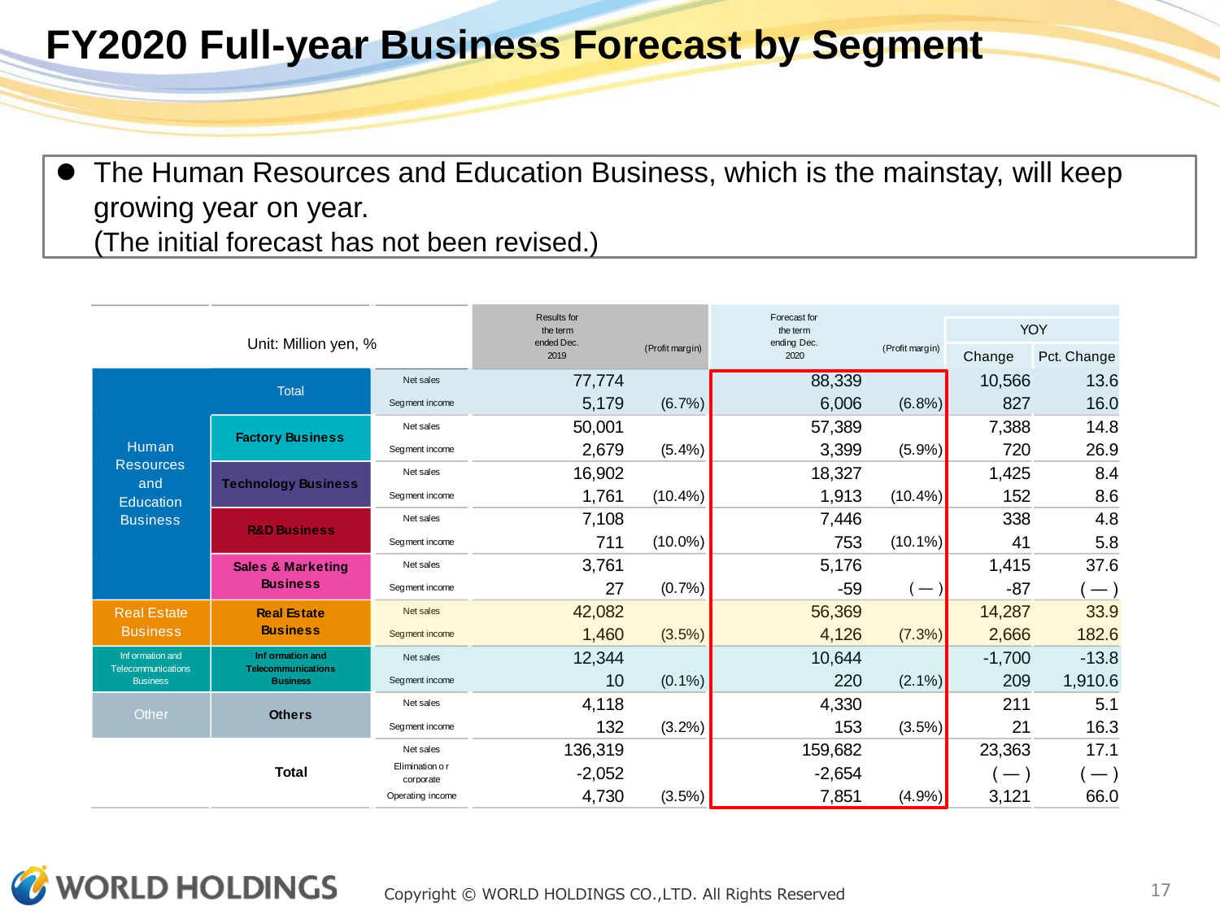# FY2020 Full-year Business Forecast by Segment

- The Human Resources and Education Business, which is the mainstay, will keep growing year on year.
  (The initial forecast has not been revised.)

| Unit: Million yen, % | | | Results for the term ended Dec. 2019 | (Profit margin) | Forecast for the term ending Dec. 2020 | (Profit margin) | YOY | |
|---|---|---|---|---|---|---|---|---|
| | | | | | | | Change | Pct. Change |
| Human Resources and Education Business | Total | Net sales | 77,774 | | 88,339 | | 10,566 | 13.6 |
| | | Segment income | 5,179 | (6.7%) | 6,006 | (6.8%) | 827 | 16.0 |
| | Factory Business | Net sales | 50,001 | | 57,389 | | 7,388 | 14.8 |
| | | Segment income | 2,679 | (5.4%) | 3,399 | (5.9%) | 720 | 26.9 |
| | Technology Business | Net sales | 16,902 | | 18,327 | | 1,425 | 8.4 |
| | | Segment income | 1,761 | (10.4%) | 1,913 | (10.4%) | 152 | 8.6 |
| | R&D Business | Net sales | 7,108 | | 7,446 | | 338 | 4.8 |
| | | Segment income | 711 | (10.0%) | 753 | (10.1%) | 41 | 5.8 |
| | Sales & Marketing Business | Net sales | 3,761 | | 5,176 | | 1,415 | 37.6 |
| | | Segment income | 27 | (0.7%) | -59 | ( — ) | -87 | ( — ) |
| Real Estate Business | Real Estate Business | Net sales | 42,082 | | 56,369 | | 14,287 | 33.9 |
| | | Segment income | 1,460 | (3.5%) | 4,126 | (7.3%) | 2,666 | 182.6 |
| Information and Telecommunications Business | Information and Telecommunications Business | Net sales | 12,344 | | 10,644 | | -1,700 | -13.8 |
| | | Segment income | 10 | (0.1%) | 220 | (2.1%) | 209 | 1,910.6 |
| Other | Others | Net sales | 4,118 | | 4,330 | | 211 | 5.1 |
| | | Segment income | 132 | (3.2%) | 153 | (3.5%) | 21 | 16.3 |
| | Total | Net sales | 136,319 | | 159,682 | | 23,363 | 17.1 |
| | | Elimination or corporate | -2,052 | | -2,654 | | ( — ) | ( — ) |
| | | Operating income | 4,730 | (3.5%) | 7,851 | (4.9%) | 3,121 | 66.0 |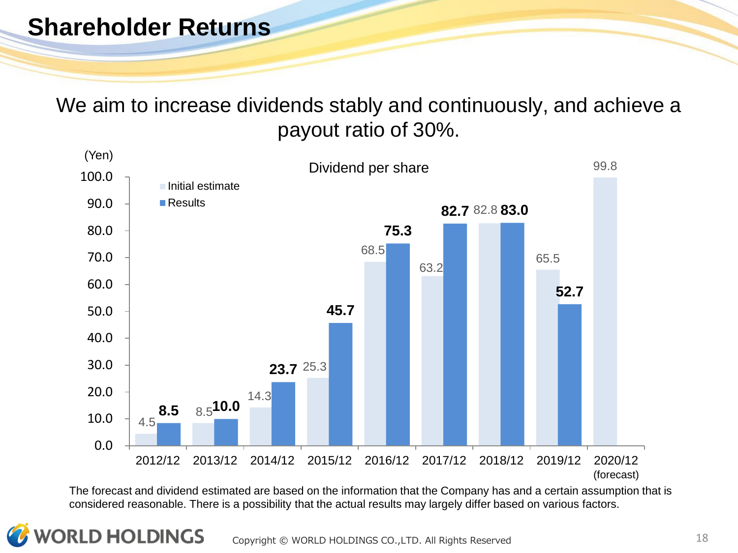# Shareholder Returns

We aim to increase dividends stably and continuously, and achieve a payout ratio of 30%.

Dividend per share

(Yen)

100.0
90.0
80.0
70.0
60.0
50.0
40.0
30.0
20.0
10.0
0.0

Initial estimate
Results

2012/12: 4.5, **8.5**
2013/12: 8.5, **10.0**
2014/12: 14.3, **23.7**
2015/12: 25.3, **45.7**
2016/12: 68.5, **75.3**
2017/12: 63.2, **82.7**
2018/12: 82.8, **83.0**
2019/12: 65.5, **52.7**
2020/12 (forecast): 99.8

The forecast and dividend estimated are based on the information that the Company has and a certain assumption that is considered reasonable. There is a possibility that the actual results may largely differ based on various factors.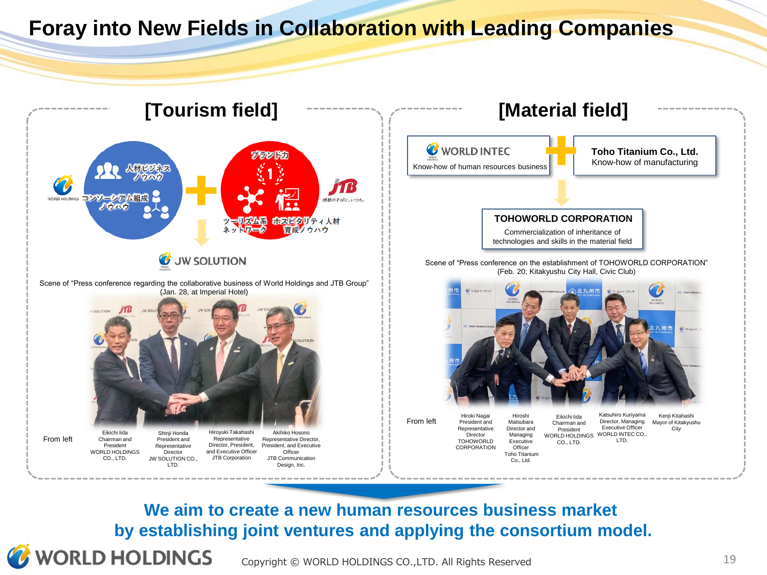# Foray into New Fields in Collaboration with Leading Companies

## [Tourism field]

WORLD HOLDINGS

人材ビジネスノウハウ

コンソーシアム組成ノウハウ

JTB 感動のそばに、いつも。

ブランド力

ツーリズム系ネットワーク

ホスピタリティ人材育成ノウハウ

JW SOLUTION

Scene of "Press conference regarding the collaborative business of World Holdings and JTB Group" (Jan. 28, at Imperial Hotel)

From left

- Eikichi Iida, Chairman and President, WORLD HOLDINGS CO., LTD.
- Shinji Honda, President and Representative Director, JW SOLUTION CO., LTD.
- Hiroyuki Takahashi, Representative Director, President, and Executive Officer, JTB Corporation
- Akihiko Hosono, Representative Director, President, and Executive Officer, JTB Communication Design, Inc.

## [Material field]

**WORLD INTEC**
Know-how of human resources business

**Toho Titanium Co., Ltd.**
Know-how of manufacturing

**TOHOWORLD CORPORATION**
Commercialization of inheritance of technologies and skills in the material field

Scene of "Press conference on the establishment of TOHOWORLD CORPORATION" (Feb. 20; Kitakyushu City Hall, Civic Club)

From left

- Hiroki Nagai, President and Representative Director, TOHOWORLD CORPORATION
- Hiroshi Matsubara, Director and Managing Executive Officer, Toho Titanium Co., Ltd.
- Eikichi Iida, Chairman and President, WORLD HOLDINGS CO., LTD.
- Katsuhiro Kuriyama, Director, Managing Executive Officer, WORLD INTEC CO., LTD.
- Kenji Kitahashi, Mayor of Kitakyushu City

**We aim to create a new human resources business market by establishing joint ventures and applying the consortium model.**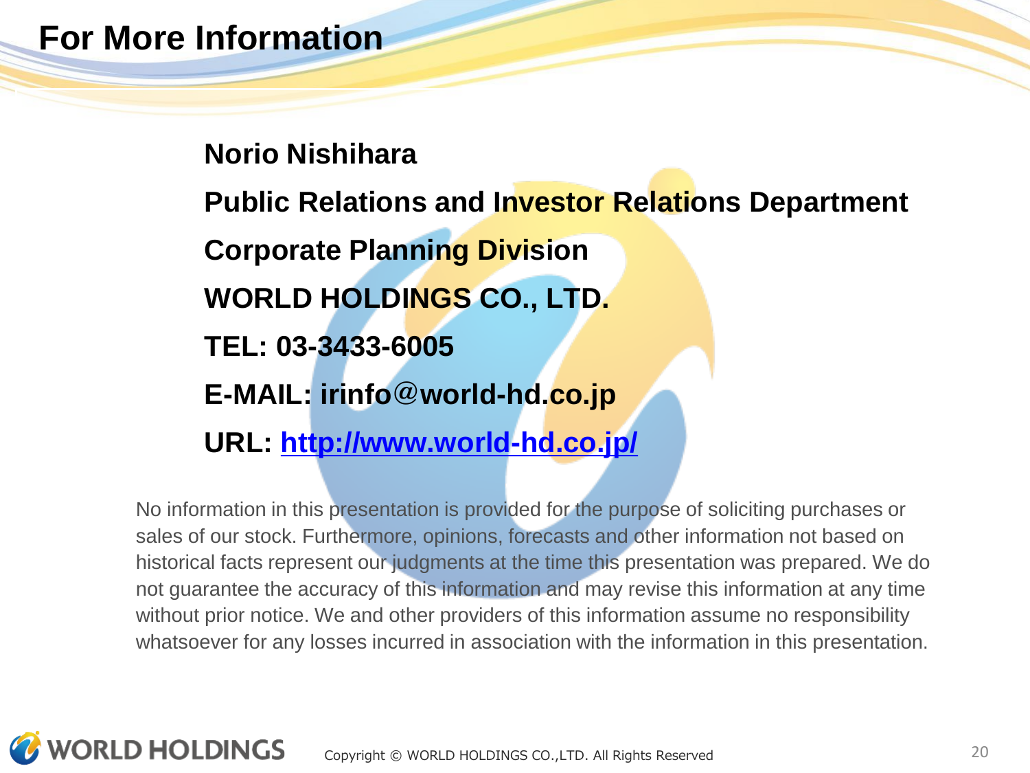# For More Information

**Norio Nishihara**

**Public Relations and Investor Relations Department**

**Corporate Planning Division**

**WORLD HOLDINGS CO., LTD.**

**TEL: 03-3433-6005**

**E-MAIL: irinfo@world-hd.co.jp**

**URL: [http://www.world-hd.co.jp/](http://www.world-hd.co.jp/)**

No information in this presentation is provided for the purpose of soliciting purchases or sales of our stock. Furthermore, opinions, forecasts and other information not based on historical facts represent our judgments at the time this presentation was prepared. We do not guarantee the accuracy of this information and may revise this information at any time without prior notice. We and other providers of this information assume no responsibility whatsoever for any losses incurred in association with the information in this presentation.